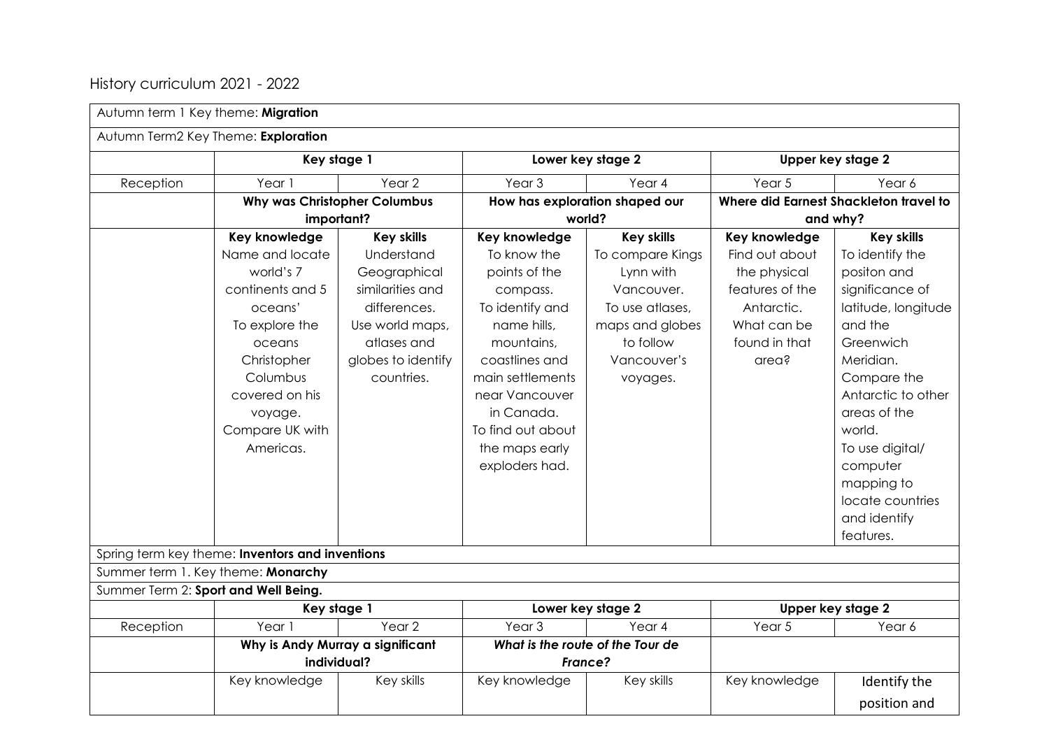# History curriculum 2021 - 2022

| Autumn term 1 Key theme: **Migration** | | | | | | |
|---|---|---|---|---|---|---|
| Autumn Term2 Key Theme: **Exploration** | | | | | | |
| | **Key stage 1** | | **Lower key stage 2** | | **Upper key stage 2** | |
| Reception | Year 1 | Year 2 | Year 3 | Year 4 | Year 5 | Year 6 |
| | **Why was Christopher Columbus important?** | | **How has exploration shaped our world?** | | **Where did Earnest Shackleton travel to and why?** | |
| | **Key knowledge** Name and locate world's 7 continents and 5 oceans' To explore the oceans Christopher Columbus covered on his voyage. Compare UK with Americas. | **Key skills** Understand Geographical similarities and differences. Use world maps, atlases and globes to identify countries. | **Key knowledge** To know the points of the compass. To identify and name hills, mountains, coastlines and main settlements near Vancouver in Canada. To find out about the maps early exploders had. | **Key skills** To compare Kings Lynn with Vancouver. To use atlases, maps and globes to follow Vancouver's voyages. | **Key knowledge** Find out about the physical features of the Antarctic. What can be found in that area? | **Key skills** To identify the positon and significance of latitude, longitude and the Greenwich Meridian. Compare the Antarctic to other areas of the world. To use digital/ computer mapping to locate countries and identify features. |
| Spring term key theme: **Inventors and inventions** | | | | | | |
| Summer term 1. Key theme: **Monarchy** | | | | | | |
| Summer Term 2: **Sport and Well Being.** | | | | | | |
| | **Key stage 1** | | **Lower key stage 2** | | **Upper key stage 2** | |
| Reception | Year 1 | Year 2 | Year 3 | Year 4 | Year 5 | Year 6 |
| | **Why is Andy Murray a significant individual?** | | ***What is the route of the Tour de France?*** | | | |
| | Key knowledge | Key skills | Key knowledge | Key skills | Key knowledge | Identify the position and |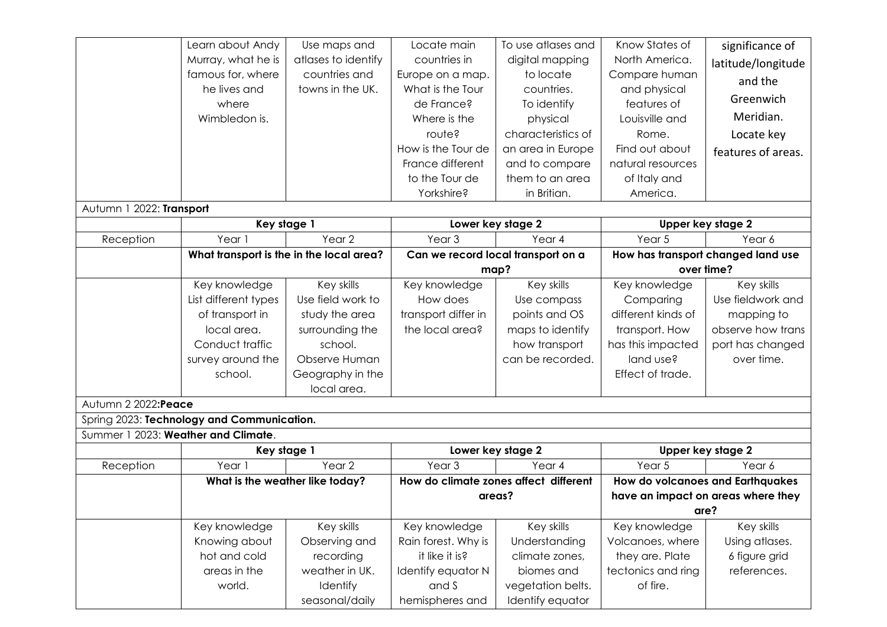| | | | | | | |
|---|---|---|---|---|---|---|
| | Learn about Andy Murray, what he is famous for, where he lives and where Wimbledon is. | Use maps and atlases to identify countries and towns in the UK. | Locate main countries in Europe on a map. What is the Tour de France? Where is the route? How is the Tour de France different to the Tour de Yorkshire? | To use atlases and digital mapping to locate countries. To identify physical characteristics of an area in Europe and to compare them to an area in Britian. | Know States of North America. Compare human and physical features of Louisville and Rome. Find out about natural resources of Italy and America. | significance of latitude/longitude and the Greenwich Meridian. Locate key features of areas. |
| Autumn 1 2022: **Transport** | | | | | | |
| | **Key stage 1** | | **Lower key stage 2** | | **Upper key stage 2** | |
| Reception | Year 1 | Year 2 | Year 3 | Year 4 | Year 5 | Year 6 |
| | **What transport is the in the local area?** | | **Can we record local transport on a map?** | | **How has transport changed land use over time?** | |
| | Key knowledge<br>List different types of transport in local area.<br>Conduct traffic survey around the school. | Key skills<br>Use field work to study the area surrounding the school.<br>Observe Human Geography in the local area. | Key knowledge<br>How does transport differ in the local area? | Key skills<br>Use compass points and OS maps to identify how transport can be recorded. | Key knowledge<br>Comparing different kinds of transport. How has this impacted land use?<br>Effect of trade. | Key skills<br>Use fieldwork and mapping to observe how trans port has changed over time. |
| Autumn 2 2022:**Peace** | | | | | | |
| Spring 2023: **Technology and Communication.** | | | | | | |
| Summer 1 2023: **Weather and Climate**. | | | | | | |
| | **Key stage 1** | | **Lower key stage 2** | | **Upper key stage 2** | |
| Reception | Year 1 | Year 2 | Year 3 | Year 4 | Year 5 | Year 6 |
| | **What is the weather like today?** | | **How do climate zones affect different areas?** | | **How do volcanoes and Earthquakes have an impact on areas where they are?** | |
| | Key knowledge<br>Knowing about hot and cold areas in the world. | Key skills<br>Observing and recording weather in UK.<br>Identify seasonal/daily | Key knowledge<br>Rain forest. Why is it like it is?<br>Identify equator N and S hemispheres and | Key skills<br>Understanding climate zones, biomes and vegetation belts.<br>Identify equator | Key knowledge<br>Volcanoes, where they are. Plate tectonics and ring of fire. | Key skills<br>Using atlases.<br>6 figure grid references. |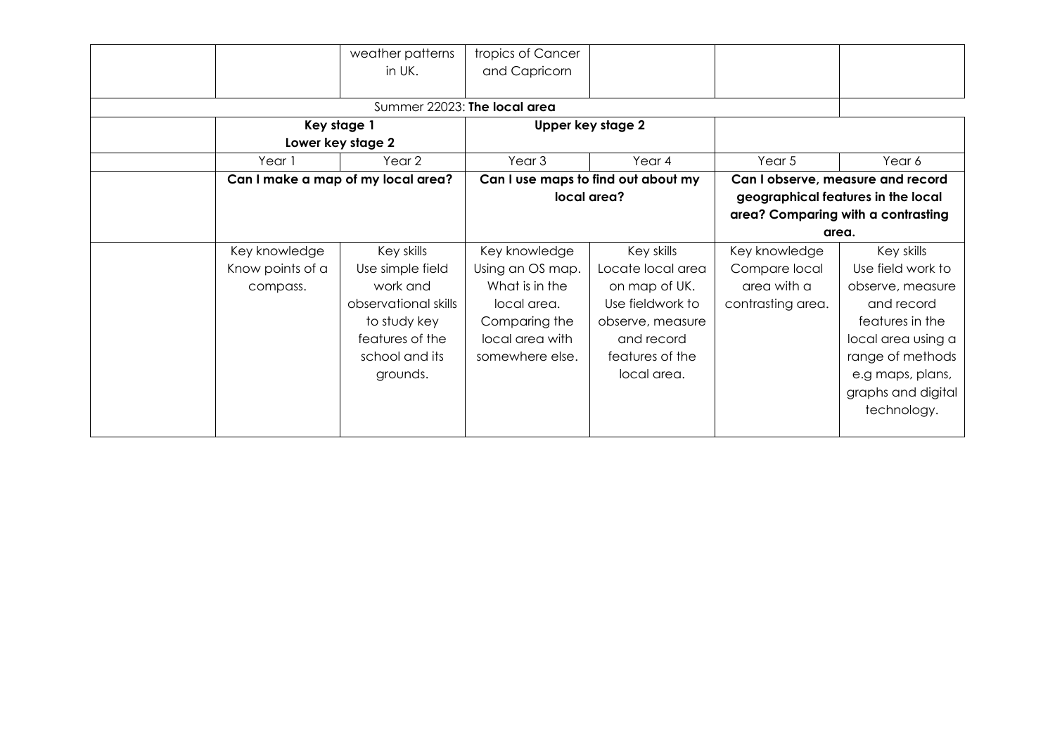| | | | | | | |
|---|---|---|---|---|---|---|
| | | weather patterns in UK. | tropics of Cancer and Capricorn | | | |
| Summer 22023: **The local area** | | | | | | |
| | **Key stage 1**<br>**Lower key stage 2** | | **Upper key stage 2** | | | |
| | Year 1 | Year 2 | Year 3 | Year 4 | Year 5 | Year 6 |
| | **Can I make a map of my local area?** | | **Can I use maps to find out about my local area?** | | **Can I observe, measure and record geographical features in the local area? Comparing with a contrasting area.** | |
| | Key knowledge<br>Know points of a compass. | Key skills<br>Use simple field work and observational skills to study key features of the school and its grounds. | Key knowledge<br>Using an OS map.<br>What is in the local area.<br>Comparing the local area with somewhere else. | Key skills<br>Locate local area on map of UK.<br>Use fieldwork to observe, measure and record features of the local area. | Key knowledge<br>Compare local area with a contrasting area. | Key skills<br>Use field work to observe, measure and record features in the local area using a range of methods e.g maps, plans, graphs and digital technology. |